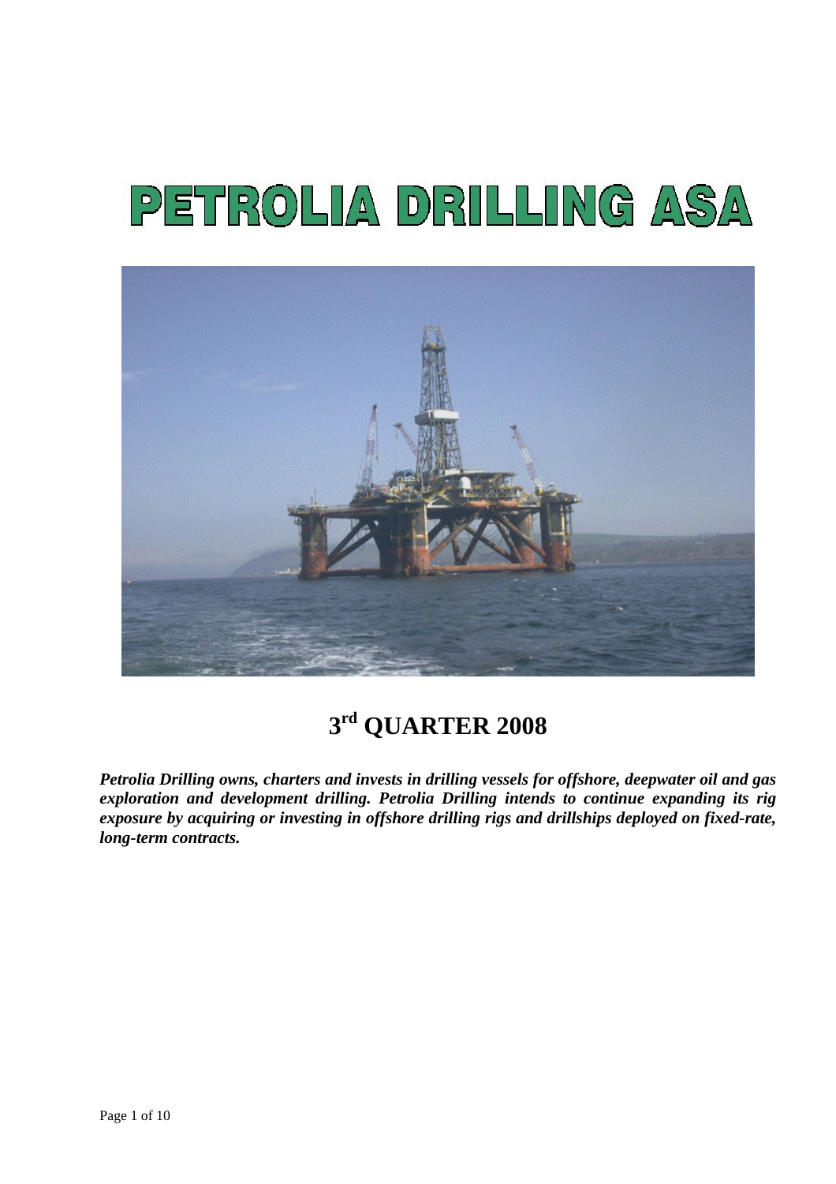# PETROLIA DRILLING ASA

## 3rd QUARTER 2008

***Petrolia Drilling owns, charters and invests in drilling vessels for offshore, deepwater oil and gas exploration and development drilling. Petrolia Drilling intends to continue expanding its rig exposure by acquiring or investing in offshore drilling rigs and drillships deployed on fixed-rate, long-term contracts.***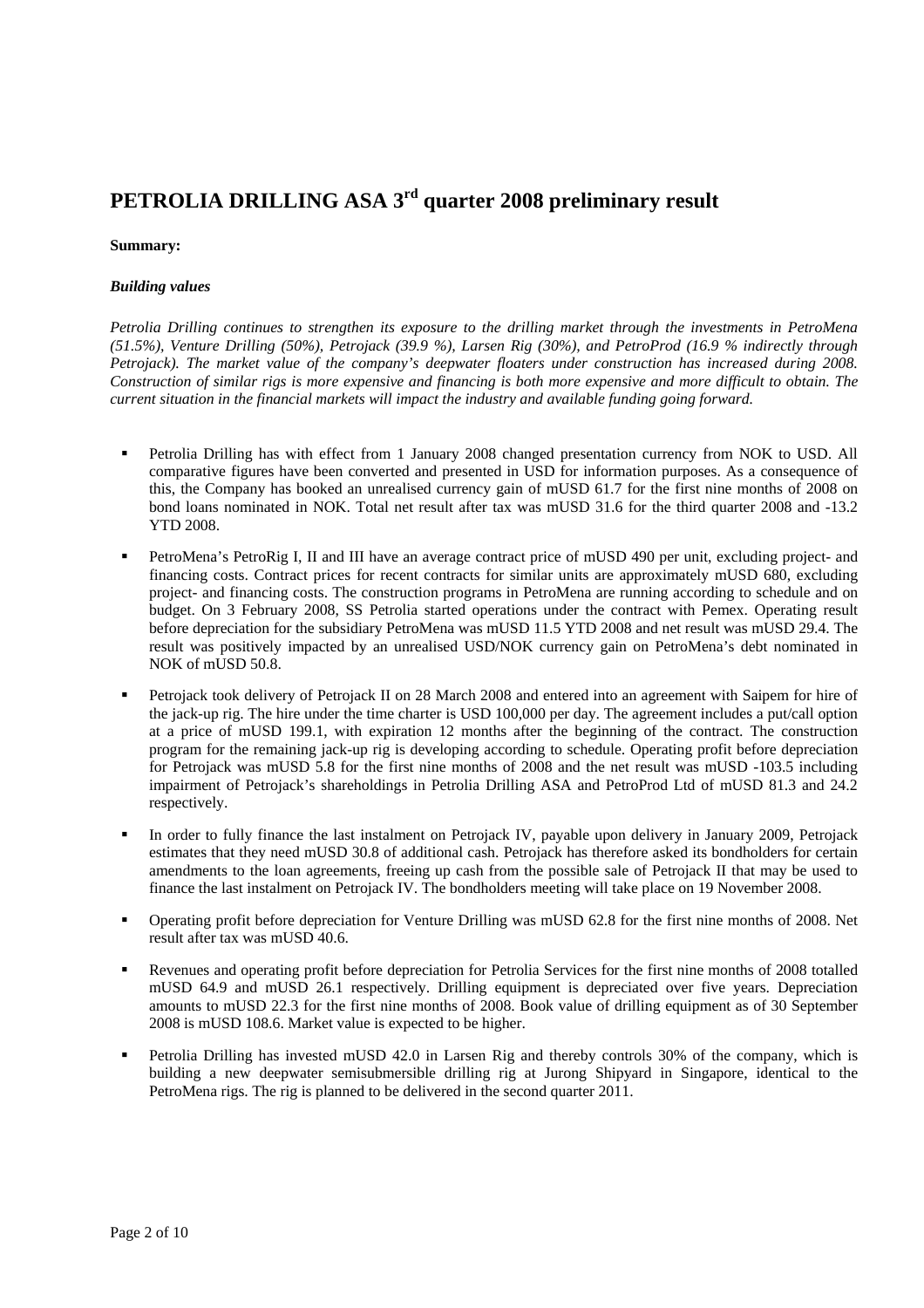# PETROLIA DRILLING ASA 3rd quarter 2008 preliminary result

**Summary:**

***Building values***

*Petrolia Drilling continues to strengthen its exposure to the drilling market through the investments in PetroMena (51.5%), Venture Drilling (50%), Petrojack (39.9 %), Larsen Rig (30%), and PetroProd (16.9 % indirectly through Petrojack). The market value of the company's deepwater floaters under construction has increased during 2008. Construction of similar rigs is more expensive and financing is both more expensive and more difficult to obtain. The current situation in the financial markets will impact the industry and available funding going forward.*

- Petrolia Drilling has with effect from 1 January 2008 changed presentation currency from NOK to USD. All comparative figures have been converted and presented in USD for information purposes. As a consequence of this, the Company has booked an unrealised currency gain of mUSD 61.7 for the first nine months of 2008 on bond loans nominated in NOK. Total net result after tax was mUSD 31.6 for the third quarter 2008 and -13.2 YTD 2008.
- PetroMena's PetroRig I, II and III have an average contract price of mUSD 490 per unit, excluding project- and financing costs. Contract prices for recent contracts for similar units are approximately mUSD 680, excluding project- and financing costs. The construction programs in PetroMena are running according to schedule and on budget. On 3 February 2008, SS Petrolia started operations under the contract with Pemex. Operating result before depreciation for the subsidiary PetroMena was mUSD 11.5 YTD 2008 and net result was mUSD 29.4. The result was positively impacted by an unrealised USD/NOK currency gain on PetroMena's debt nominated in NOK of mUSD 50.8.
- Petrojack took delivery of Petrojack II on 28 March 2008 and entered into an agreement with Saipem for hire of the jack-up rig. The hire under the time charter is USD 100,000 per day. The agreement includes a put/call option at a price of mUSD 199.1, with expiration 12 months after the beginning of the contract. The construction program for the remaining jack-up rig is developing according to schedule. Operating profit before depreciation for Petrojack was mUSD 5.8 for the first nine months of 2008 and the net result was mUSD -103.5 including impairment of Petrojack's shareholdings in Petrolia Drilling ASA and PetroProd Ltd of mUSD 81.3 and 24.2 respectively.
- In order to fully finance the last instalment on Petrojack IV, payable upon delivery in January 2009, Petrojack estimates that they need mUSD 30.8 of additional cash. Petrojack has therefore asked its bondholders for certain amendments to the loan agreements, freeing up cash from the possible sale of Petrojack II that may be used to finance the last instalment on Petrojack IV. The bondholders meeting will take place on 19 November 2008.
- Operating profit before depreciation for Venture Drilling was mUSD 62.8 for the first nine months of 2008. Net result after tax was mUSD 40.6.
- Revenues and operating profit before depreciation for Petrolia Services for the first nine months of 2008 totalled mUSD 64.9 and mUSD 26.1 respectively. Drilling equipment is depreciated over five years. Depreciation amounts to mUSD 22.3 for the first nine months of 2008. Book value of drilling equipment as of 30 September 2008 is mUSD 108.6. Market value is expected to be higher.
- Petrolia Drilling has invested mUSD 42.0 in Larsen Rig and thereby controls 30% of the company, which is building a new deepwater semisubmersible drilling rig at Jurong Shipyard in Singapore, identical to the PetroMena rigs. The rig is planned to be delivered in the second quarter 2011.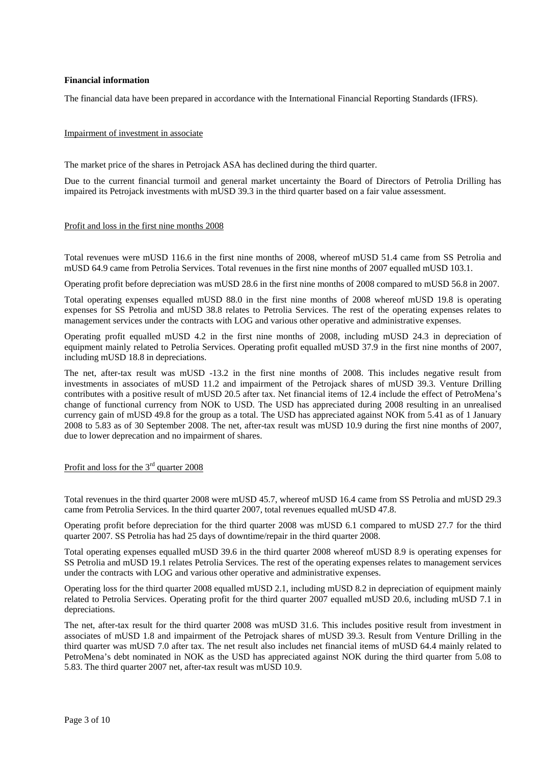**Financial information**

The financial data have been prepared in accordance with the International Financial Reporting Standards (IFRS).

Impairment of investment in associate

The market price of the shares in Petrojack ASA has declined during the third quarter.

Due to the current financial turmoil and general market uncertainty the Board of Directors of Petrolia Drilling has impaired its Petrojack investments with mUSD 39.3 in the third quarter based on a fair value assessment.

Profit and loss in the first nine months 2008

Total revenues were mUSD 116.6 in the first nine months of 2008, whereof mUSD 51.4 came from SS Petrolia and mUSD 64.9 came from Petrolia Services. Total revenues in the first nine months of 2007 equalled mUSD 103.1.

Operating profit before depreciation was mUSD 28.6 in the first nine months of 2008 compared to mUSD 56.8 in 2007.

Total operating expenses equalled mUSD 88.0 in the first nine months of 2008 whereof mUSD 19.8 is operating expenses for SS Petrolia and mUSD 38.8 relates to Petrolia Services. The rest of the operating expenses relates to management services under the contracts with LOG and various other operative and administrative expenses.

Operating profit equalled mUSD 4.2 in the first nine months of 2008, including mUSD 24.3 in depreciation of equipment mainly related to Petrolia Services. Operating profit equalled mUSD 37.9 in the first nine months of 2007, including mUSD 18.8 in depreciations.

The net, after-tax result was mUSD -13.2 in the first nine months of 2008. This includes negative result from investments in associates of mUSD 11.2 and impairment of the Petrojack shares of mUSD 39.3. Venture Drilling contributes with a positive result of mUSD 20.5 after tax. Net financial items of 12.4 include the effect of PetroMena's change of functional currency from NOK to USD. The USD has appreciated during 2008 resulting in an unrealised currency gain of mUSD 49.8 for the group as a total. The USD has appreciated against NOK from 5.41 as of 1 January 2008 to 5.83 as of 30 September 2008. The net, after-tax result was mUSD 10.9 during the first nine months of 2007, due to lower deprecation and no impairment of shares.

Profit and loss for the 3rd quarter 2008

Total revenues in the third quarter 2008 were mUSD 45.7, whereof mUSD 16.4 came from SS Petrolia and mUSD 29.3 came from Petrolia Services. In the third quarter 2007, total revenues equalled mUSD 47.8.

Operating profit before depreciation for the third quarter 2008 was mUSD 6.1 compared to mUSD 27.7 for the third quarter 2007. SS Petrolia has had 25 days of downtime/repair in the third quarter 2008.

Total operating expenses equalled mUSD 39.6 in the third quarter 2008 whereof mUSD 8.9 is operating expenses for SS Petrolia and mUSD 19.1 relates Petrolia Services. The rest of the operating expenses relates to management services under the contracts with LOG and various other operative and administrative expenses.

Operating loss for the third quarter 2008 equalled mUSD 2.1, including mUSD 8.2 in depreciation of equipment mainly related to Petrolia Services. Operating profit for the third quarter 2007 equalled mUSD 20.6, including mUSD 7.1 in depreciations.

The net, after-tax result for the third quarter 2008 was mUSD 31.6. This includes positive result from investment in associates of mUSD 1.8 and impairment of the Petrojack shares of mUSD 39.3. Result from Venture Drilling in the third quarter was mUSD 7.0 after tax. The net result also includes net financial items of mUSD 64.4 mainly related to PetroMena's debt nominated in NOK as the USD has appreciated against NOK during the third quarter from 5.08 to 5.83. The third quarter 2007 net, after-tax result was mUSD 10.9.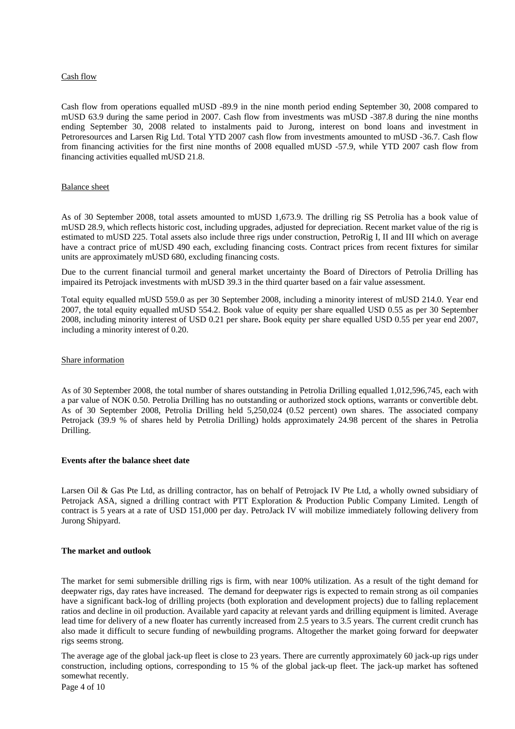Cash flow

Cash flow from operations equalled mUSD -89.9 in the nine month period ending September 30, 2008 compared to mUSD 63.9 during the same period in 2007. Cash flow from investments was mUSD -387.8 during the nine months ending September 30, 2008 related to instalments paid to Jurong, interest on bond loans and investment in Petroresources and Larsen Rig Ltd. Total YTD 2007 cash flow from investments amounted to mUSD -36.7. Cash flow from financing activities for the first nine months of 2008 equalled mUSD -57.9, while YTD 2007 cash flow from financing activities equalled mUSD 21.8.

Balance sheet

As of 30 September 2008, total assets amounted to mUSD 1,673.9. The drilling rig SS Petrolia has a book value of mUSD 28.9, which reflects historic cost, including upgrades, adjusted for depreciation. Recent market value of the rig is estimated to mUSD 225. Total assets also include three rigs under construction, PetroRig I, II and III which on average have a contract price of mUSD 490 each, excluding financing costs. Contract prices from recent fixtures for similar units are approximately mUSD 680, excluding financing costs.

Due to the current financial turmoil and general market uncertainty the Board of Directors of Petrolia Drilling has impaired its Petrojack investments with mUSD 39.3 in the third quarter based on a fair value assessment.

Total equity equalled mUSD 559.0 as per 30 September 2008, including a minority interest of mUSD 214.0. Year end 2007, the total equity equalled mUSD 554.2. Book value of equity per share equalled USD 0.55 as per 30 September 2008, including minority interest of USD 0.21 per share**.** Book equity per share equalled USD 0.55 per year end 2007, including a minority interest of 0.20.

Share information

As of 30 September 2008, the total number of shares outstanding in Petrolia Drilling equalled 1,012,596,745, each with a par value of NOK 0.50. Petrolia Drilling has no outstanding or authorized stock options, warrants or convertible debt. As of 30 September 2008, Petrolia Drilling held 5,250,024 (0.52 percent) own shares. The associated company Petrojack (39.9 % of shares held by Petrolia Drilling) holds approximately 24.98 percent of the shares in Petrolia Drilling.

**Events after the balance sheet date**

Larsen Oil & Gas Pte Ltd, as drilling contractor, has on behalf of Petrojack IV Pte Ltd, a wholly owned subsidiary of Petrojack ASA, signed a drilling contract with PTT Exploration & Production Public Company Limited. Length of contract is 5 years at a rate of USD 151,000 per day. PetroJack IV will mobilize immediately following delivery from Jurong Shipyard.

**The market and outlook**

The market for semi submersible drilling rigs is firm, with near 100% utilization. As a result of the tight demand for deepwater rigs, day rates have increased. The demand for deepwater rigs is expected to remain strong as oil companies have a significant back-log of drilling projects (both exploration and development projects) due to falling replacement ratios and decline in oil production. Available yard capacity at relevant yards and drilling equipment is limited. Average lead time for delivery of a new floater has currently increased from 2.5 years to 3.5 years. The current credit crunch has also made it difficult to secure funding of newbuilding programs. Altogether the market going forward for deepwater rigs seems strong.

The average age of the global jack-up fleet is close to 23 years. There are currently approximately 60 jack-up rigs under construction, including options, corresponding to 15 % of the global jack-up fleet. The jack-up market has softened somewhat recently.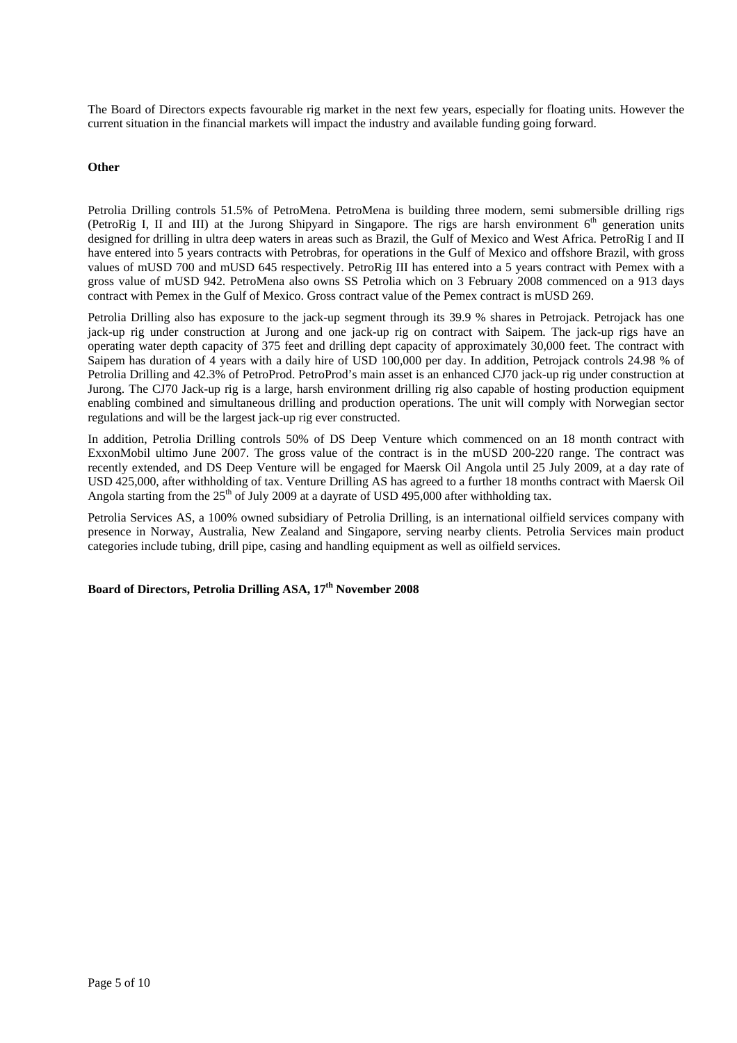The Board of Directors expects favourable rig market in the next few years, especially for floating units. However the current situation in the financial markets will impact the industry and available funding going forward.

**Other**

Petrolia Drilling controls 51.5% of PetroMena. PetroMena is building three modern, semi submersible drilling rigs (PetroRig I, II and III) at the Jurong Shipyard in Singapore. The rigs are harsh environment 6th generation units designed for drilling in ultra deep waters in areas such as Brazil, the Gulf of Mexico and West Africa. PetroRig I and II have entered into 5 years contracts with Petrobras, for operations in the Gulf of Mexico and offshore Brazil, with gross values of mUSD 700 and mUSD 645 respectively. PetroRig III has entered into a 5 years contract with Pemex with a gross value of mUSD 942. PetroMena also owns SS Petrolia which on 3 February 2008 commenced on a 913 days contract with Pemex in the Gulf of Mexico. Gross contract value of the Pemex contract is mUSD 269.

Petrolia Drilling also has exposure to the jack-up segment through its 39.9 % shares in Petrojack. Petrojack has one jack-up rig under construction at Jurong and one jack-up rig on contract with Saipem. The jack-up rigs have an operating water depth capacity of 375 feet and drilling dept capacity of approximately 30,000 feet. The contract with Saipem has duration of 4 years with a daily hire of USD 100,000 per day. In addition, Petrojack controls 24.98 % of Petrolia Drilling and 42.3% of PetroProd. PetroProd's main asset is an enhanced CJ70 jack-up rig under construction at Jurong. The CJ70 Jack-up rig is a large, harsh environment drilling rig also capable of hosting production equipment enabling combined and simultaneous drilling and production operations. The unit will comply with Norwegian sector regulations and will be the largest jack-up rig ever constructed.

In addition, Petrolia Drilling controls 50% of DS Deep Venture which commenced on an 18 month contract with ExxonMobil ultimo June 2007. The gross value of the contract is in the mUSD 200-220 range. The contract was recently extended, and DS Deep Venture will be engaged for Maersk Oil Angola until 25 July 2009, at a day rate of USD 425,000, after withholding of tax. Venture Drilling AS has agreed to a further 18 months contract with Maersk Oil Angola starting from the 25th of July 2009 at a dayrate of USD 495,000 after withholding tax.

Petrolia Services AS, a 100% owned subsidiary of Petrolia Drilling, is an international oilfield services company with presence in Norway, Australia, New Zealand and Singapore, serving nearby clients. Petrolia Services main product categories include tubing, drill pipe, casing and handling equipment as well as oilfield services.

**Board of Directors, Petrolia Drilling ASA, 17th November 2008**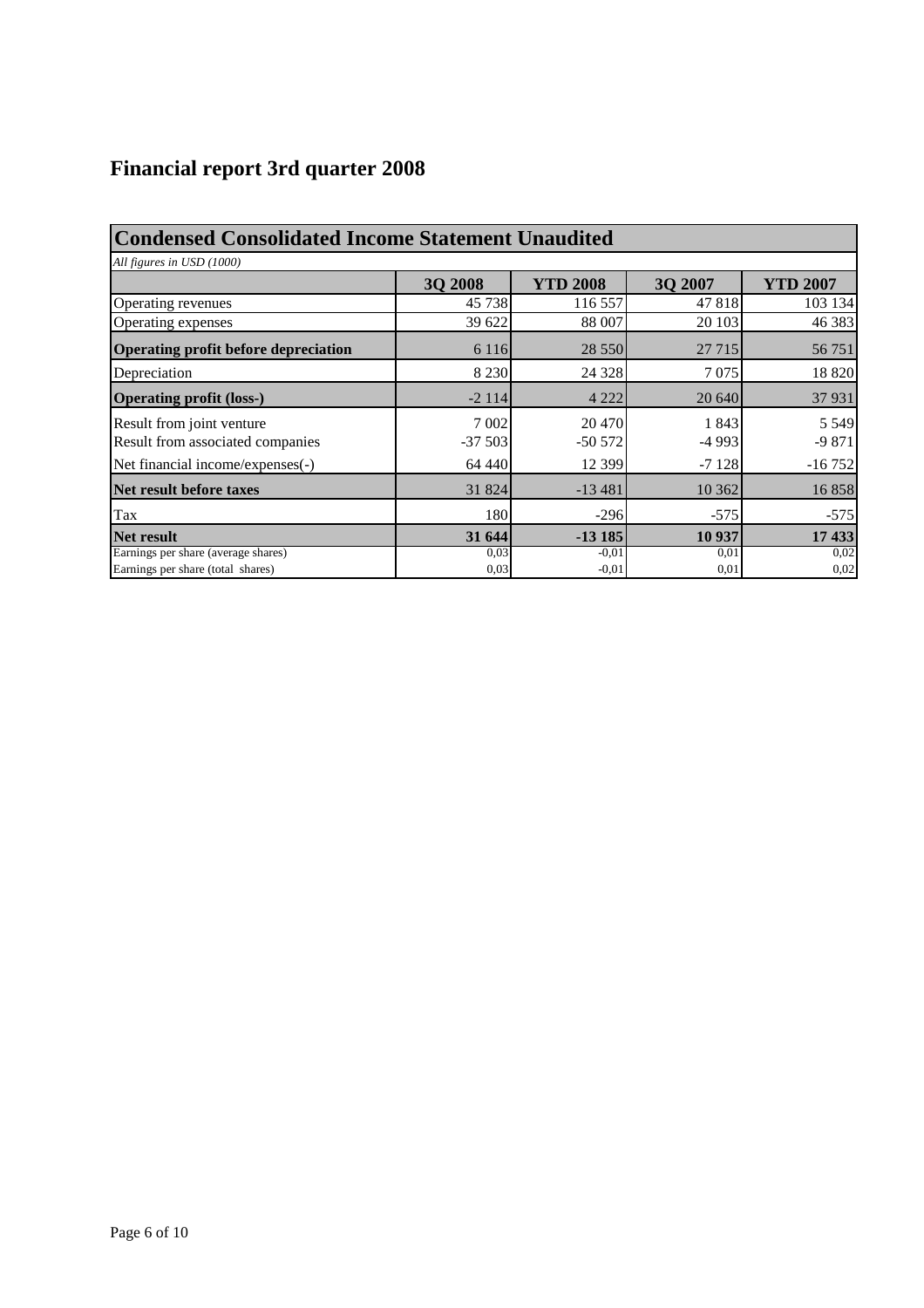# Financial report 3rd quarter 2008

## Condensed Consolidated Income Statement Unaudited

*All figures in USD (1000)*

| | 3Q 2008 | YTD 2008 | 3Q 2007 | YTD 2007 |
|---|---|---|---|---|
| Operating revenues | 45 738 | 116 557 | 47 818 | 103 134 |
| Operating expenses | 39 622 | 88 007 | 20 103 | 46 383 |
| **Operating profit before depreciation** | 6 116 | 28 550 | 27 715 | 56 751 |
| Depreciation | 8 230 | 24 328 | 7 075 | 18 820 |
| **Operating profit (loss-)** | -2 114 | 4 222 | 20 640 | 37 931 |
| Result from joint venture | 7 002 | 20 470 | 1 843 | 5 549 |
| Result from associated companies | -37 503 | -50 572 | -4 993 | -9 871 |
| Net financial income/expenses(-) | 64 440 | 12 399 | -7 128 | -16 752 |
| **Net result before taxes** | 31 824 | -13 481 | 10 362 | 16 858 |
| Tax | 180 | -296 | -575 | -575 |
| **Net result** | **31 644** | **-13 185** | **10 937** | **17 433** |
| Earnings per share (average shares) | 0,03 | -0,01 | 0,01 | 0,02 |
| Earnings per share (total shares) | 0,03 | -0,01 | 0,01 | 0,02 |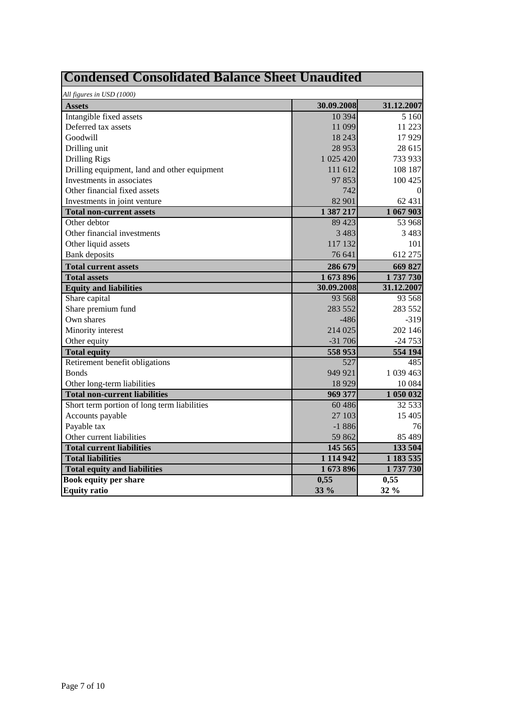# Condensed Consolidated Balance Sheet Unaudited

*All figures in USD (1000)*

| **Assets** | **30.09.2008** | **31.12.2007** |
|---|---|---|
| Intangible fixed assets | 10 394 | 5 160 |
| Deferred tax assets | 11 099 | 11 223 |
| Goodwill | 18 243 | 17 929 |
| Drilling unit | 28 953 | 28 615 |
| Drilling Rigs | 1 025 420 | 733 933 |
| Drilling equipment, land and other equipment | 111 612 | 108 187 |
| Investments in associates | 97 853 | 100 425 |
| Other financial fixed assets | 742 | 0 |
| Investments in joint venture | 82 901 | 62 431 |
| **Total non-current assets** | **1 387 217** | **1 067 903** |
| Other debtor | 89 423 | 53 968 |
| Other financial investments | 3 483 | 3 483 |
| Other liquid assets | 117 132 | 101 |
| Bank deposits | 76 641 | 612 275 |
| **Total current assets** | **286 679** | **669 827** |
| **Total assets** | **1 673 896** | **1 737 730** |
| **Equity and liabilities** | **30.09.2008** | **31.12.2007** |
| Share capital | 93 568 | 93 568 |
| Share premium fund | 283 552 | 283 552 |
| Own shares | -486 | -319 |
| Minority interest | 214 025 | 202 146 |
| Other equity | -31 706 | -24 753 |
| **Total equity** | **558 953** | **554 194** |
| Retirement benefit obligations | 527 | 485 |
| Bonds | 949 921 | 1 039 463 |
| Other long-term liabilities | 18 929 | 10 084 |
| **Total non-current liabilities** | **969 377** | **1 050 032** |
| Short term portion of long term liabilities | 60 486 | 32 533 |
| Accounts payable | 27 103 | 15 405 |
| Payable tax | -1 886 | 76 |
| Other current liabilities | 59 862 | 85 489 |
| **Total current liabilities** | **145 565** | **133 504** |
| **Total liabilities** | **1 114 942** | **1 183 535** |
| **Total equity and liabilities** | **1 673 896** | **1 737 730** |
| **Book equity per share** | **0,55** | **0,55** |
| **Equity ratio** | **33 %** | **32 %** |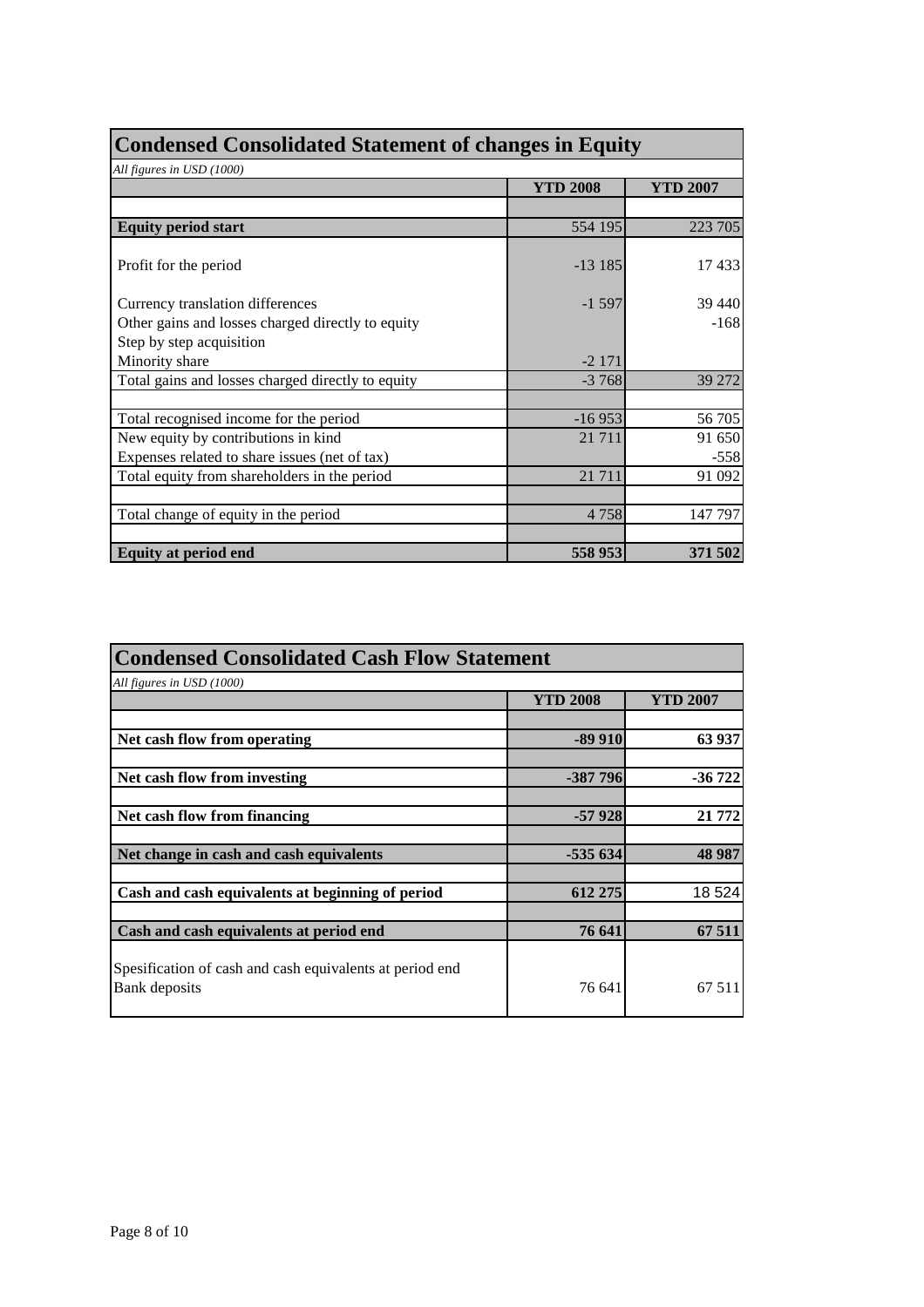## Condensed Consolidated Statement of changes in Equity

*All figures in USD (1000)*

| | YTD 2008 | YTD 2007 |
|---|---|---|
| **Equity period start** | 554 195 | 223 705 |
| Profit for the period | -13 185 | 17 433 |
| Currency translation differences | -1 597 | 39 440 |
| Other gains and losses charged directly to equity | | -168 |
| Step by step acquisition | | |
| Minority share | -2 171 | |
| Total gains and losses charged directly to equity | -3 768 | 39 272 |
| Total recognised income for the period | -16 953 | 56 705 |
| New equity by contributions in kind | 21 711 | 91 650 |
| Expenses related to share issues (net of tax) | | -558 |
| Total equity from shareholders in the period | 21 711 | 91 092 |
| Total change of equity in the period | 4 758 | 147 797 |
| **Equity at period end** | **558 953** | **371 502** |

## Condensed Consolidated Cash Flow Statement

*All figures in USD (1000)*

| | YTD 2008 | YTD 2007 |
|---|---|---|
| **Net cash flow from operating** | **-89 910** | **63 937** |
| **Net cash flow from investing** | **-387 796** | **-36 722** |
| **Net cash flow from financing** | **-57 928** | **21 772** |
| **Net change in cash and cash equivalents** | **-535 634** | **48 987** |
| **Cash and cash equivalents at beginning of period** | **612 275** | 18 524 |
| **Cash and cash equivalents at period end** | **76 641** | **67 511** |
| Spesification of cash and cash equivalents at period end | | |
| Bank deposits | 76 641 | 67 511 |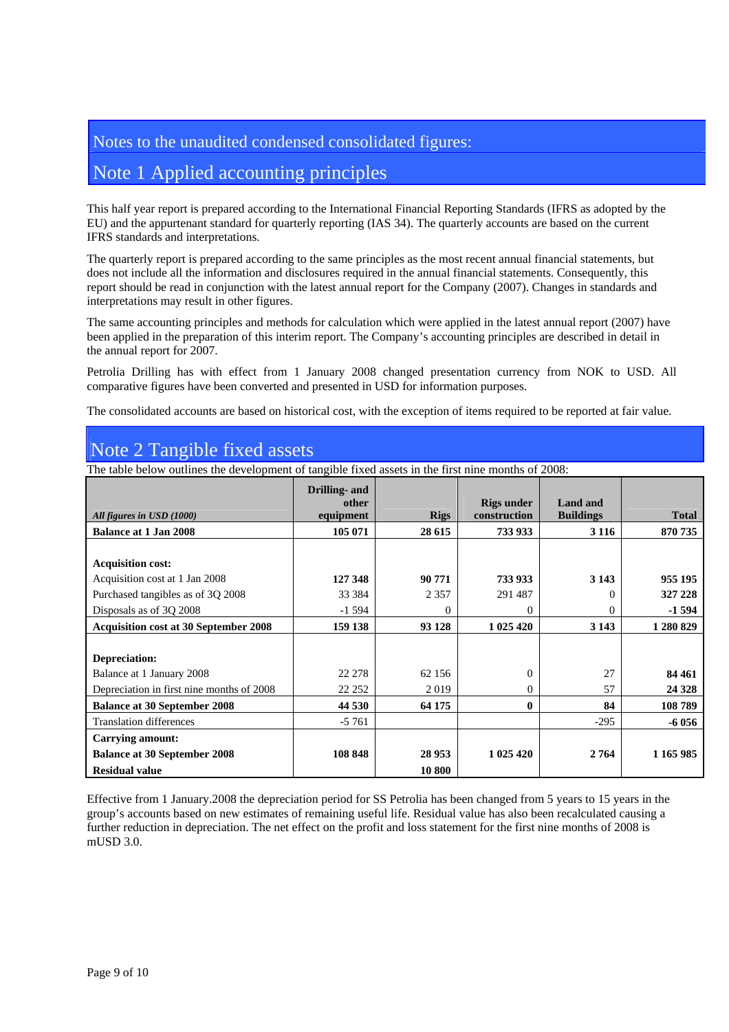# Notes to the unaudited condensed consolidated figures:

## Note 1 Applied accounting principles

This half year report is prepared according to the International Financial Reporting Standards (IFRS as adopted by the EU) and the appurtenant standard for quarterly reporting (IAS 34). The quarterly accounts are based on the current IFRS standards and interpretations.

The quarterly report is prepared according to the same principles as the most recent annual financial statements, but does not include all the information and disclosures required in the annual financial statements. Consequently, this report should be read in conjunction with the latest annual report for the Company (2007). Changes in standards and interpretations may result in other figures.

The same accounting principles and methods for calculation which were applied in the latest annual report (2007) have been applied in the preparation of this interim report. The Company's accounting principles are described in detail in the annual report for 2007.

Petrolia Drilling has with effect from 1 January 2008 changed presentation currency from NOK to USD. All comparative figures have been converted and presented in USD for information purposes.

The consolidated accounts are based on historical cost, with the exception of items required to be reported at fair value.

## Note 2 Tangible fixed assets

The table below outlines the development of tangible fixed assets in the first nine months of 2008:

| *All figures in USD (1000)* | **Drilling- and other equipment** | **Rigs** | **Rigs under construction** | **Land and Buildings** | **Total** |
|---|---|---|---|---|---|
| **Balance at 1 Jan 2008** | **105 071** | **28 615** | **733 933** | **3 116** | **870 735** |
| | | | | | |
| **Acquisition cost:** | | | | | |
| Acquisition cost at 1 Jan 2008 | **127 348** | **90 771** | **733 933** | **3 143** | **955 195** |
| Purchased tangibles as of 3Q 2008 | 33 384 | 2 357 | 291 487 | 0 | **327 228** |
| Disposals as of 3Q 2008 | -1 594 | 0 | 0 | 0 | **-1 594** |
| **Acquisition cost at 30 September 2008** | **159 138** | **93 128** | **1 025 420** | **3 143** | **1 280 829** |
| | | | | | |
| **Depreciation:** | | | | | |
| Balance at 1 January 2008 | 22 278 | 62 156 | 0 | 27 | **84 461** |
| Depreciation in first nine months of 2008 | 22 252 | 2 019 | 0 | 57 | **24 328** |
| **Balance at 30 September 2008** | **44 530** | **64 175** | **0** | **84** | **108 789** |
| Translation differences | -5 761 | | | -295 | **-6 056** |
| **Carrying amount:** | | | | | |
| **Balance at 30 September 2008** | **108 848** | **28 953** | **1 025 420** | **2 764** | **1 165 985** |
| **Residual value** | | **10 800** | | | |

Effective from 1 January.2008 the depreciation period for SS Petrolia has been changed from 5 years to 15 years in the group's accounts based on new estimates of remaining useful life. Residual value has also been recalculated causing a further reduction in depreciation. The net effect on the profit and loss statement for the first nine months of 2008 is mUSD 3.0.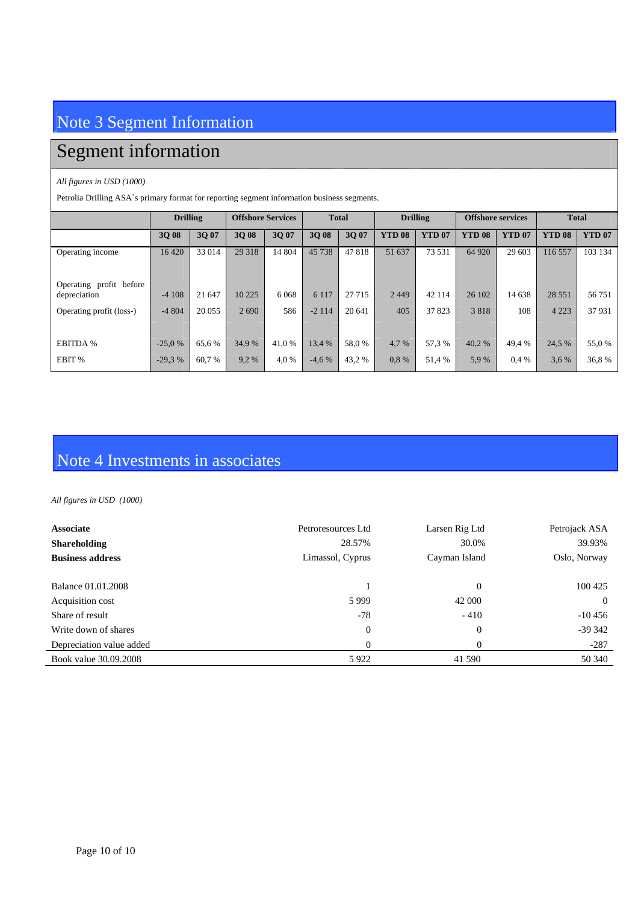# Note 3 Segment Information

## Segment information

*All figures in USD (1000)*

Petrolia Drilling ASA`s primary format for reporting segment information business segments.

| | Drilling | | Offshore Services | | Total | | Drilling | | Offshore services | | Total | |
|---|---|---|---|---|---|---|---|---|---|---|---|---|
| | **3Q 08** | **3Q 07** | **3Q 08** | **3Q 07** | **3Q 08** | **3Q 07** | **YTD 08** | **YTD 07** | **YTD 08** | **YTD 07** | **YTD 08** | **YTD 07** |
| Operating income | 16 420 | 33 014 | 29 318 | 14 804 | 45 738 | 47 818 | 51 637 | 73 531 | 64 920 | 29 603 | 116 557 | 103 134 |
| Operating profit before depreciation | -4 108 | 21 647 | 10 225 | 6 068 | 6 117 | 27 715 | 2 449 | 42 114 | 26 102 | 14 638 | 28 551 | 56 751 |
| Operating profit (loss-) | -4 804 | 20 055 | 2 690 | 586 | -2 114 | 20 641 | 405 | 37 823 | 3 818 | 108 | 4 223 | 37 931 |
| EBITDA % | -25,0 % | 65,6 % | 34,9 % | 41,0 % | 13,4 % | 58,0 % | 4,7 % | 57,3 % | 40,2 % | 49,4 % | 24,5 % | 55,0 % |
| EBIT % | -29,3 % | 60,7 % | 9,2 % | 4,0 % | -4,6 % | 43,2 % | 0,8 % | 51,4 % | 5,9 % | 0,4 % | 3,6 % | 36,8 % |

# Note 4 Investments in associates

*All figures in USD (1000)*

| **Associate** | Petroresources Ltd | Larsen Rig Ltd | Petrojack ASA |
|---|---|---|---|
| **Shareholding** | 28.57% | 30.0% | 39.93% |
| **Business address** | Limassol, Cyprus | Cayman Island | Oslo, Norway |
| Balance 01.01.2008 | 1 | 0 | 100 425 |
| Acquisition cost | 5 999 | 42 000 | 0 |
| Share of result | -78 | - 410 | -10 456 |
| Write down of shares | 0 | 0 | -39 342 |
| Depreciation value added | 0 | 0 | -287 |
| Book value 30.09.2008 | 5 922 | 41 590 | 50 340 |